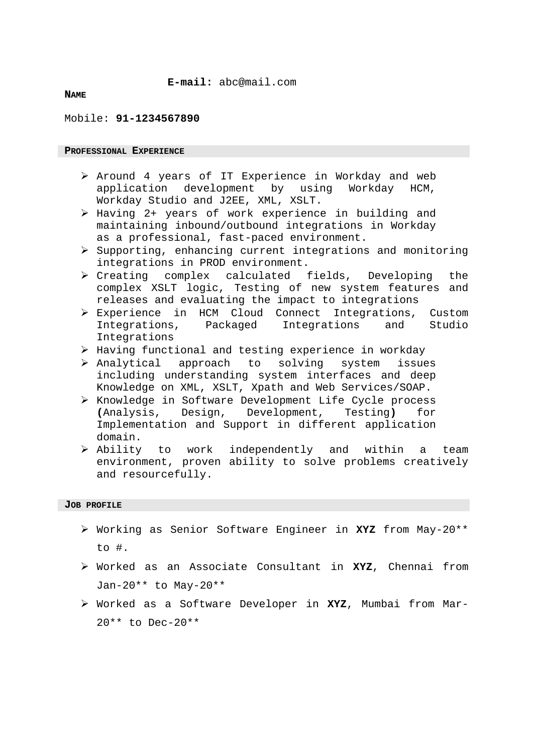**E-mail:** abc@mail.com

**NAME**

Mobile: **91-1234567890**

## PROFESSIONAL EXPERIENCE

- Around 4 years of IT Experience in Workday and web application development by using Workday HCM, Workday Studio and J2EE, XML, XSLT.
- Having 2+ years of work experience in building and maintaining inbound/outbound integrations in Workday as a professional, fast-paced environment.
- Supporting, enhancing current integrations and monitoring integrations in PROD environment.
- Creating complex calculated fields, Developing the complex XSLT logic, Testing of new system features and releases and evaluating the impact to integrations
- Experience in HCM Cloud Connect Integrations, Custom Integrations, Packaged Integrations and Studio Integrations
- Having functional and testing experience in workday
- Analytical approach to solving system issues including understanding system interfaces and deep Knowledge on XML, XSLT, Xpath and Web Services/SOAP.
- Knowledge in Software Development Life Cycle process **(**Analysis, Design, Development, Testing**)** for Implementation and Support in different application domain.
- Ability to work independently and within a team environment, proven ability to solve problems creatively and resourcefully.

## JOB PROFILE

- Working as Senior Software Engineer in **XYZ** from May-20** to #.
- Worked as an Associate Consultant in **XYZ**, Chennai from Jan-20** to May-20**
- Worked as a Software Developer in **XYZ**, Mumbai from Mar-20** to Dec-20**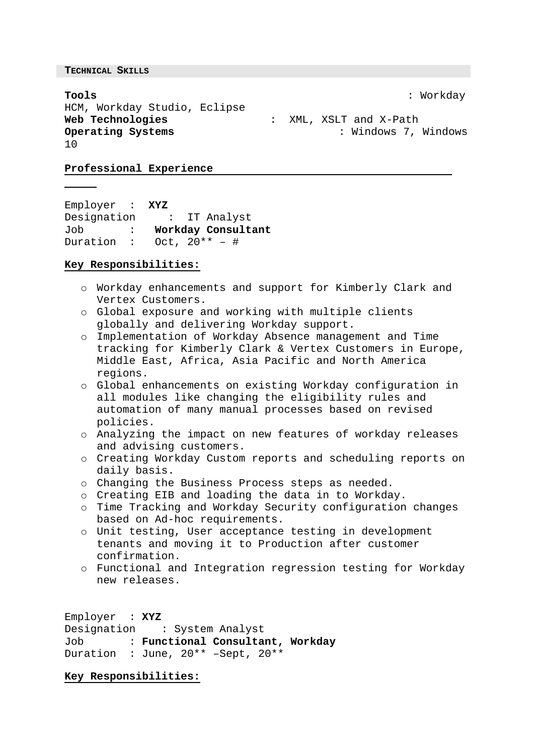## TECHNICAL SKILLS

**Tools** : Workday HCM, Workday Studio, Eclipse
**Web Technologies** : XML, XSLT and X-Path
**Operating Systems** : Windows 7, Windows 10

## Professional Experience

Employer : **XYZ**
Designation : IT Analyst
Job : **Workday Consultant**
Duration : Oct, 20** – #

**Key Responsibilities:**

- Workday enhancements and support for Kimberly Clark and Vertex Customers.
- Global exposure and working with multiple clients globally and delivering Workday support.
- Implementation of Workday Absence management and Time tracking for Kimberly Clark & Vertex Customers in Europe, Middle East, Africa, Asia Pacific and North America regions.
- Global enhancements on existing Workday configuration in all modules like changing the eligibility rules and automation of many manual processes based on revised policies.
- Analyzing the impact on new features of workday releases and advising customers.
- Creating Workday Custom reports and scheduling reports on daily basis.
- Changing the Business Process steps as needed.
- Creating EIB and loading the data in to Workday.
- Time Tracking and Workday Security configuration changes based on Ad-hoc requirements.
- Unit testing, User acceptance testing in development tenants and moving it to Production after customer confirmation.
- Functional and Integration regression testing for Workday new releases.

Employer : **XYZ**
Designation : System Analyst
Job : **Functional Consultant, Workday**
Duration : June, 20** –Sept, 20**

**Key Responsibilities:**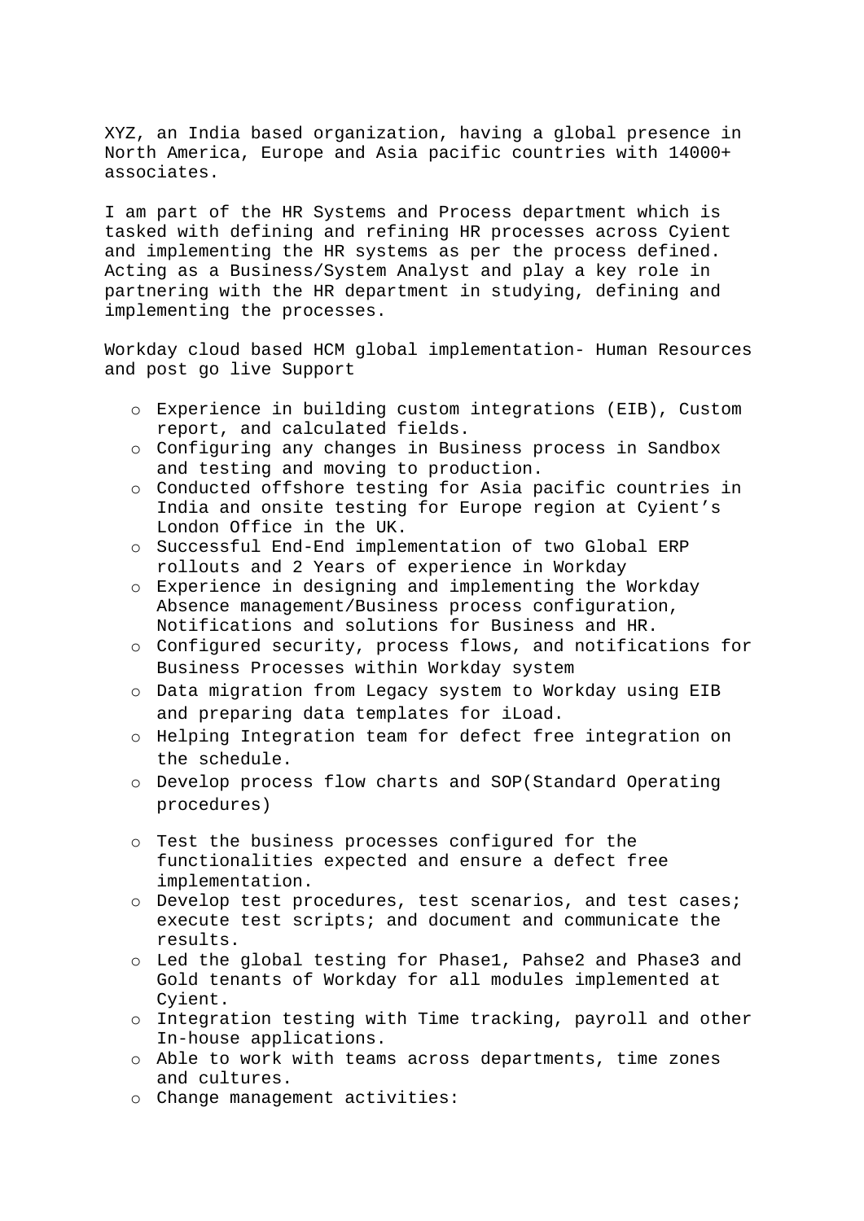XYZ, an India based organization, having a global presence in North America, Europe and Asia pacific countries with 14000+ associates.

I am part of the HR Systems and Process department which is tasked with defining and refining HR processes across Cyient and implementing the HR systems as per the process defined. Acting as a Business/System Analyst and play a key role in partnering with the HR department in studying, defining and implementing the processes.

Workday cloud based HCM global implementation- Human Resources and post go live Support

- Experience in building custom integrations (EIB), Custom report, and calculated fields.
- Configuring any changes in Business process in Sandbox and testing and moving to production.
- Conducted offshore testing for Asia pacific countries in India and onsite testing for Europe region at Cyient's London Office in the UK.
- Successful End-End implementation of two Global ERP rollouts and 2 Years of experience in Workday
- Experience in designing and implementing the Workday Absence management/Business process configuration, Notifications and solutions for Business and HR.
- Configured security, process flows, and notifications for Business Processes within Workday system
- Data migration from Legacy system to Workday using EIB and preparing data templates for iLoad.
- Helping Integration team for defect free integration on the schedule.
- Develop process flow charts and SOP(Standard Operating procedures)
- Test the business processes configured for the functionalities expected and ensure a defect free implementation.
- Develop test procedures, test scenarios, and test cases; execute test scripts; and document and communicate the results.
- Led the global testing for Phase1, Pahse2 and Phase3 and Gold tenants of Workday for all modules implemented at Cyient.
- Integration testing with Time tracking, payroll and other In-house applications.
- Able to work with teams across departments, time zones and cultures.
- Change management activities: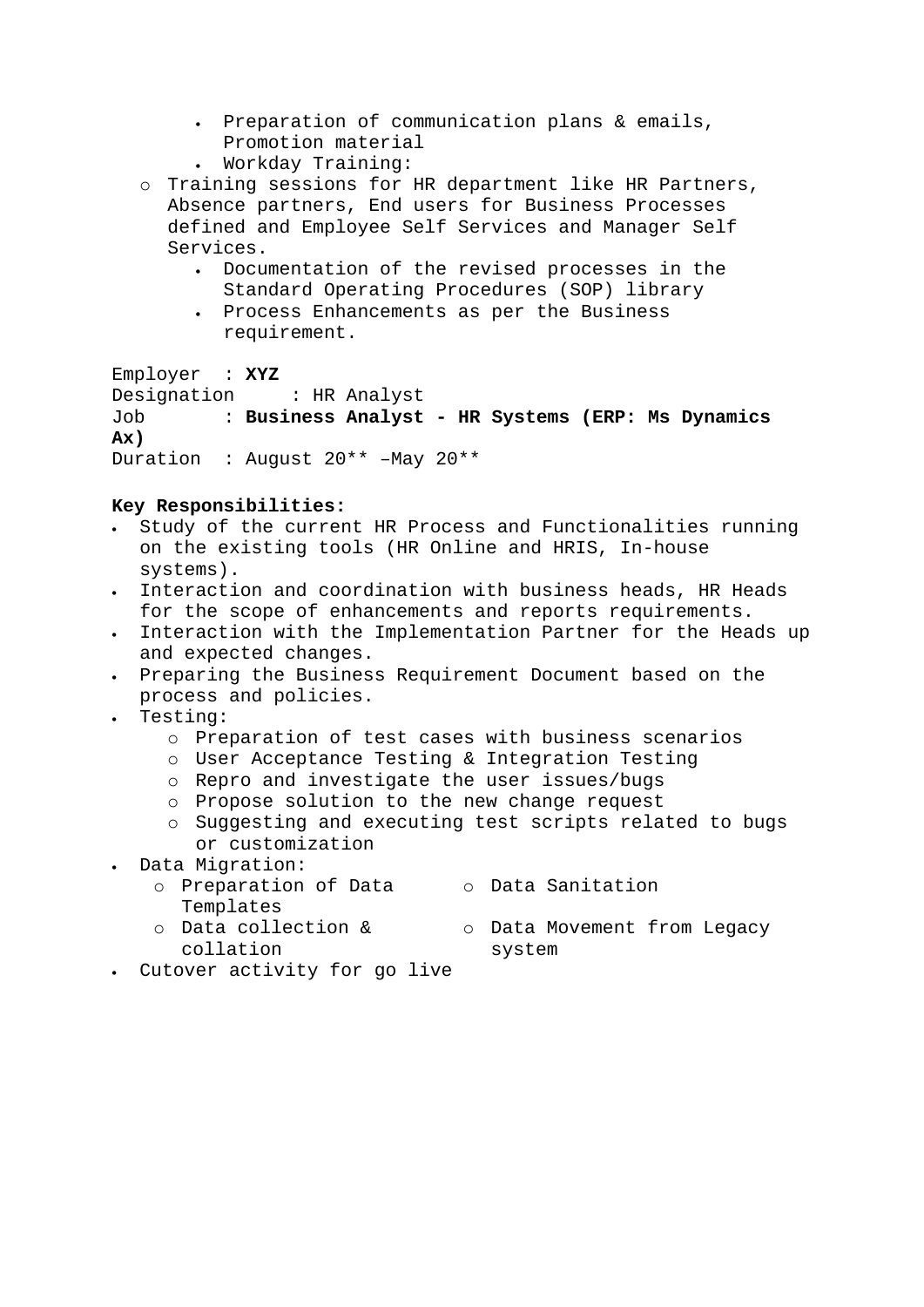- Preparation of communication plans & emails, Promotion material
  - Workday Training:
- Training sessions for HR department like HR Partners, Absence partners, End users for Business Processes defined and Employee Self Services and Manager Self Services.
  - Documentation of the revised processes in the Standard Operating Procedures (SOP) library
  - Process Enhancements as per the Business requirement.

Employer : **XYZ**
Designation : HR Analyst
Job : **Business Analyst - HR Systems (ERP: Ms Dynamics Ax)**
Duration : August 20** –May 20**

**Key Responsibilities:**

- Study of the current HR Process and Functionalities running on the existing tools (HR Online and HRIS, In-house systems).
- Interaction and coordination with business heads, HR Heads for the scope of enhancements and reports requirements.
- Interaction with the Implementation Partner for the Heads up and expected changes.
- Preparing the Business Requirement Document based on the process and policies.
- Testing:
  - Preparation of test cases with business scenarios
  - User Acceptance Testing & Integration Testing
  - Repro and investigate the user issues/bugs
  - Propose solution to the new change request
  - Suggesting and executing test scripts related to bugs or customization
- Data Migration:
  - Preparation of Data Templates
  - Data collection & collation
  - Data Sanitation
  - Data Movement from Legacy system
- Cutover activity for go live